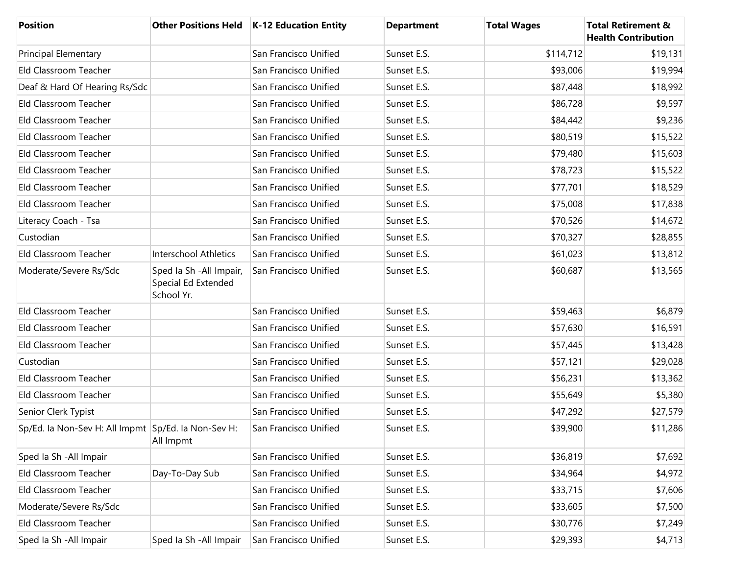| Position | Other Positions Held | K-12 Education Entity | Department | Total Wages | Total Retirement & Health Contribution |
| --- | --- | --- | --- | --- | --- |
| Principal Elementary | | San Francisco Unified | Sunset E.S. | $114,712 | $19,131 |
| Eld Classroom Teacher | | San Francisco Unified | Sunset E.S. | $93,006 | $19,994 |
| Deaf & Hard Of Hearing Rs/Sdc | | San Francisco Unified | Sunset E.S. | $87,448 | $18,992 |
| Eld Classroom Teacher | | San Francisco Unified | Sunset E.S. | $86,728 | $9,597 |
| Eld Classroom Teacher | | San Francisco Unified | Sunset E.S. | $84,442 | $9,236 |
| Eld Classroom Teacher | | San Francisco Unified | Sunset E.S. | $80,519 | $15,522 |
| Eld Classroom Teacher | | San Francisco Unified | Sunset E.S. | $79,480 | $15,603 |
| Eld Classroom Teacher | | San Francisco Unified | Sunset E.S. | $78,723 | $15,522 |
| Eld Classroom Teacher | | San Francisco Unified | Sunset E.S. | $77,701 | $18,529 |
| Eld Classroom Teacher | | San Francisco Unified | Sunset E.S. | $75,008 | $17,838 |
| Literacy Coach - Tsa | | San Francisco Unified | Sunset E.S. | $70,526 | $14,672 |
| Custodian | | San Francisco Unified | Sunset E.S. | $70,327 | $28,855 |
| Eld Classroom Teacher | Interschool Athletics | San Francisco Unified | Sunset E.S. | $61,023 | $13,812 |
| Moderate/Severe Rs/Sdc | Sped Ia Sh -All Impair, Special Ed Extended School Yr. | San Francisco Unified | Sunset E.S. | $60,687 | $13,565 |
| Eld Classroom Teacher | | San Francisco Unified | Sunset E.S. | $59,463 | $6,879 |
| Eld Classroom Teacher | | San Francisco Unified | Sunset E.S. | $57,630 | $16,591 |
| Eld Classroom Teacher | | San Francisco Unified | Sunset E.S. | $57,445 | $13,428 |
| Custodian | | San Francisco Unified | Sunset E.S. | $57,121 | $29,028 |
| Eld Classroom Teacher | | San Francisco Unified | Sunset E.S. | $56,231 | $13,362 |
| Eld Classroom Teacher | | San Francisco Unified | Sunset E.S. | $55,649 | $5,380 |
| Senior Clerk Typist | | San Francisco Unified | Sunset E.S. | $47,292 | $27,579 |
| Sp/Ed. Ia Non-Sev H: All Impmt | Sp/Ed. Ia Non-Sev H: All Impmt | San Francisco Unified | Sunset E.S. | $39,900 | $11,286 |
| Sped Ia Sh -All Impair | | San Francisco Unified | Sunset E.S. | $36,819 | $7,692 |
| Eld Classroom Teacher | Day-To-Day Sub | San Francisco Unified | Sunset E.S. | $34,964 | $4,972 |
| Eld Classroom Teacher | | San Francisco Unified | Sunset E.S. | $33,715 | $7,606 |
| Moderate/Severe Rs/Sdc | | San Francisco Unified | Sunset E.S. | $33,605 | $7,500 |
| Eld Classroom Teacher | | San Francisco Unified | Sunset E.S. | $30,776 | $7,249 |
| Sped Ia Sh -All Impair | Sped Ia Sh -All Impair | San Francisco Unified | Sunset E.S. | $29,393 | $4,713 |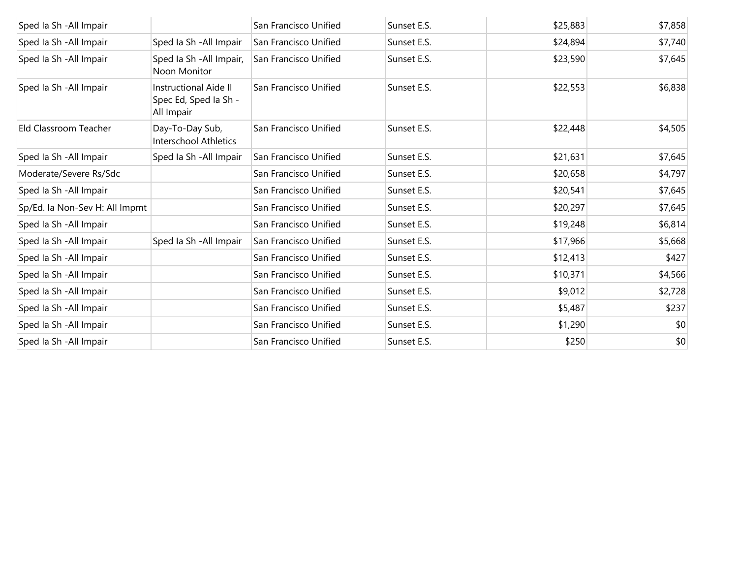| | | | | | |
|---|---|---|---|---|---|
| Sped Ia Sh -All Impair | | San Francisco Unified | Sunset E.S. | $25,883 | $7,858 |
| Sped Ia Sh -All Impair | Sped Ia Sh -All Impair | San Francisco Unified | Sunset E.S. | $24,894 | $7,740 |
| Sped Ia Sh -All Impair | Sped Ia Sh -All Impair, Noon Monitor | San Francisco Unified | Sunset E.S. | $23,590 | $7,645 |
| Sped Ia Sh -All Impair | Instructional Aide II Spec Ed, Sped Ia Sh -All Impair | San Francisco Unified | Sunset E.S. | $22,553 | $6,838 |
| Eld Classroom Teacher | Day-To-Day Sub, Interschool Athletics | San Francisco Unified | Sunset E.S. | $22,448 | $4,505 |
| Sped Ia Sh -All Impair | Sped Ia Sh -All Impair | San Francisco Unified | Sunset E.S. | $21,631 | $7,645 |
| Moderate/Severe Rs/Sdc | | San Francisco Unified | Sunset E.S. | $20,658 | $4,797 |
| Sped Ia Sh -All Impair | | San Francisco Unified | Sunset E.S. | $20,541 | $7,645 |
| Sp/Ed. Ia Non-Sev H: All Impmt | | San Francisco Unified | Sunset E.S. | $20,297 | $7,645 |
| Sped Ia Sh -All Impair | | San Francisco Unified | Sunset E.S. | $19,248 | $6,814 |
| Sped Ia Sh -All Impair | Sped Ia Sh -All Impair | San Francisco Unified | Sunset E.S. | $17,966 | $5,668 |
| Sped Ia Sh -All Impair | | San Francisco Unified | Sunset E.S. | $12,413 | $427 |
| Sped Ia Sh -All Impair | | San Francisco Unified | Sunset E.S. | $10,371 | $4,566 |
| Sped Ia Sh -All Impair | | San Francisco Unified | Sunset E.S. | $9,012 | $2,728 |
| Sped Ia Sh -All Impair | | San Francisco Unified | Sunset E.S. | $5,487 | $237 |
| Sped Ia Sh -All Impair | | San Francisco Unified | Sunset E.S. | $1,290 | $0 |
| Sped Ia Sh -All Impair | | San Francisco Unified | Sunset E.S. | $250 | $0 |